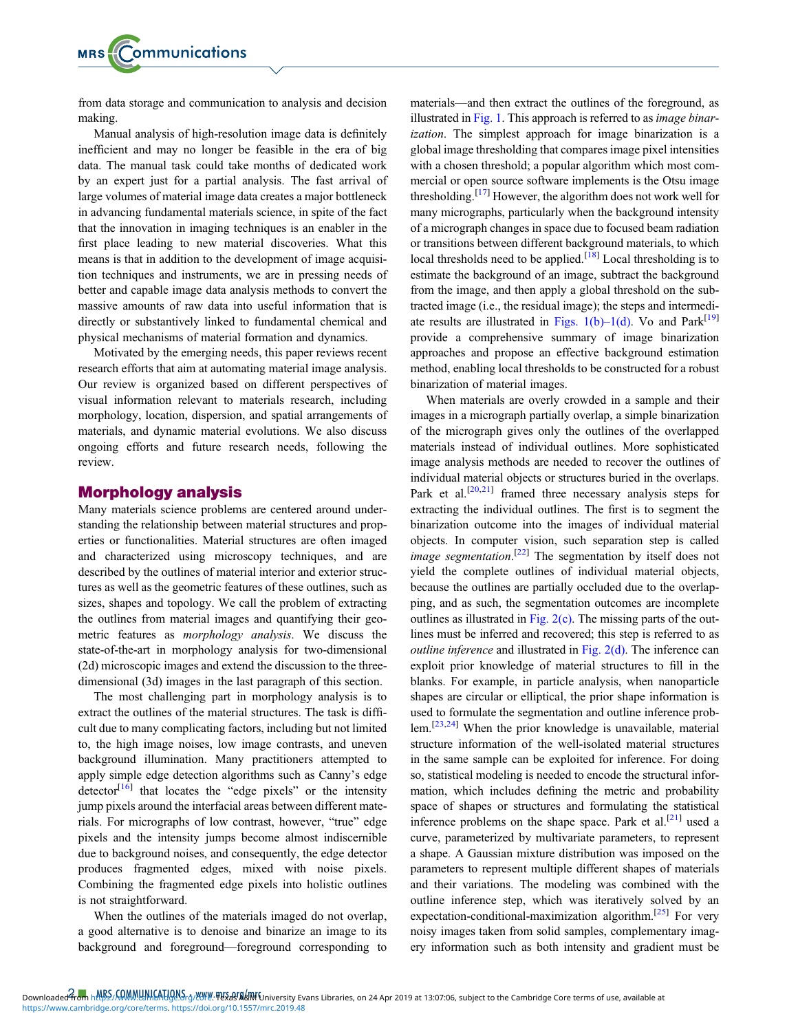from data storage and communication to analysis and decision making.

Manual analysis of high-resolution image data is definitely inefficient and may no longer be feasible in the era of big data. The manual task could take months of dedicated work by an expert just for a partial analysis. The fast arrival of large volumes of material image data creates a major bottleneck in advancing fundamental materials science, in spite of the fact that the innovation in imaging techniques is an enabler in the first place leading to new material discoveries. What this means is that in addition to the development of image acquisition techniques and instruments, we are in pressing needs of better and capable image data analysis methods to convert the massive amounts of raw data into useful information that is directly or substantively linked to fundamental chemical and physical mechanisms of material formation and dynamics.

Motivated by the emerging needs, this paper reviews recent research efforts that aim at automating material image analysis. Our review is organized based on different perspectives of visual information relevant to materials research, including morphology, location, dispersion, and spatial arrangements of materials, and dynamic material evolutions. We also discuss ongoing efforts and future research needs, following the review.

## Morphology analysis

Many materials science problems are centered around understanding the relationship between material structures and properties or functionalities. Material structures are often imaged and characterized using microscopy techniques, and are described by the outlines of material interior and exterior structures as well as the geometric features of these outlines, such as sizes, shapes and topology. We call the problem of extracting the outlines from material images and quantifying their geometric features as *morphology analysis*. We discuss the state-of-the-art in morphology analysis for two-dimensional (2d) microscopic images and extend the discussion to the three-dimensional (3d) images in the last paragraph of this section.

The most challenging part in morphology analysis is to extract the outlines of the material structures. The task is difficult due to many complicating factors, including but not limited to, the high image noises, low image contrasts, and uneven background illumination. Many practitioners attempted to apply simple edge detection algorithms such as Canny's edge detector[16] that locates the "edge pixels" or the intensity jump pixels around the interfacial areas between different materials. For micrographs of low contrast, however, "true" edge pixels and the intensity jumps become almost indiscernible due to background noises, and consequently, the edge detector produces fragmented edges, mixed with noise pixels. Combining the fragmented edge pixels into holistic outlines is not straightforward.

When the outlines of the materials imaged do not overlap, a good alternative is to denoise and binarize an image to its background and foreground—foreground corresponding to materials—and then extract the outlines of the foreground, as illustrated in Fig. 1. This approach is referred to as *image binarization*. The simplest approach for image binarization is a global image thresholding that compares image pixel intensities with a chosen threshold; a popular algorithm which most commercial or open source software implements is the Otsu image thresholding.[17] However, the algorithm does not work well for many micrographs, particularly when the background intensity of a micrograph changes in space due to focused beam radiation or transitions between different background materials, to which local thresholds need to be applied.[18] Local thresholding is to estimate the background of an image, subtract the background from the image, and then apply a global threshold on the subtracted image (i.e., the residual image); the steps and intermediate results are illustrated in Figs. 1(b)–1(d). Vo and Park[19] provide a comprehensive summary of image binarization approaches and propose an effective background estimation method, enabling local thresholds to be constructed for a robust binarization of material images.

When materials are overly crowded in a sample and their images in a micrograph partially overlap, a simple binarization of the micrograph gives only the outlines of the overlapped materials instead of individual outlines. More sophisticated image analysis methods are needed to recover the outlines of individual material objects or structures buried in the overlaps. Park et al.[20,21] framed three necessary analysis steps for extracting the individual outlines. The first is to segment the binarization outcome into the images of individual material objects. In computer vision, such separation step is called *image segmentation*.[22] The segmentation by itself does not yield the complete outlines of individual material objects, because the outlines are partially occluded due to the overlapping, and as such, the segmentation outcomes are incomplete outlines as illustrated in Fig. 2(c). The missing parts of the outlines must be inferred and recovered; this step is referred to as *outline inference* and illustrated in Fig. 2(d). The inference can exploit prior knowledge of material structures to fill in the blanks. For example, in particle analysis, when nanoparticle shapes are circular or elliptical, the prior shape information is used to formulate the segmentation and outline inference problem.[23,24] When the prior knowledge is unavailable, material structure information of the well-isolated material structures in the same sample can be exploited for inference. For doing so, statistical modeling is needed to encode the structural information, which includes defining the metric and probability space of shapes or structures and formulating the statistical inference problems on the shape space. Park et al.[21] used a curve, parameterized by multivariate parameters, to represent a shape. A Gaussian mixture distribution was imposed on the parameters to represent multiple different shapes of materials and their variations. The modeling was combined with the outline inference step, which was iteratively solved by an expectation-conditional-maximization algorithm.[25] For very noisy images taken from solid samples, complementary imagery information such as both intensity and gradient must be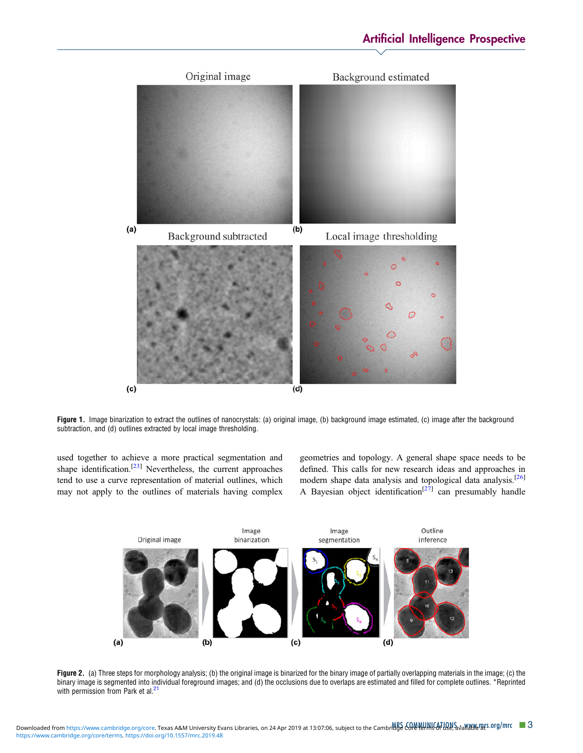Figure 1. Image binarization to extract the outlines of nanocrystals: (a) original image, (b) background image estimated, (c) image after the background subtraction, and (d) outlines extracted by local image thresholding.

used together to achieve a more practical segmentation and shape identification.[23] Nevertheless, the current approaches tend to use a curve representation of material outlines, which may not apply to the outlines of materials having complex geometries and topology. A general shape space needs to be defined. This calls for new research ideas and approaches in modern shape data analysis and topological data analysis.[26] A Bayesian object identification[27] can presumably handle

Figure 2. (a) Three steps for morphology analysis; (b) the original image is binarized for the binary image of partially overlapping materials in the image; (c) the binary image is segmented into individual foreground images; and (d) the occlusions due to overlaps are estimated and filled for complete outlines. *Reprinted with permission from Park et al.[21]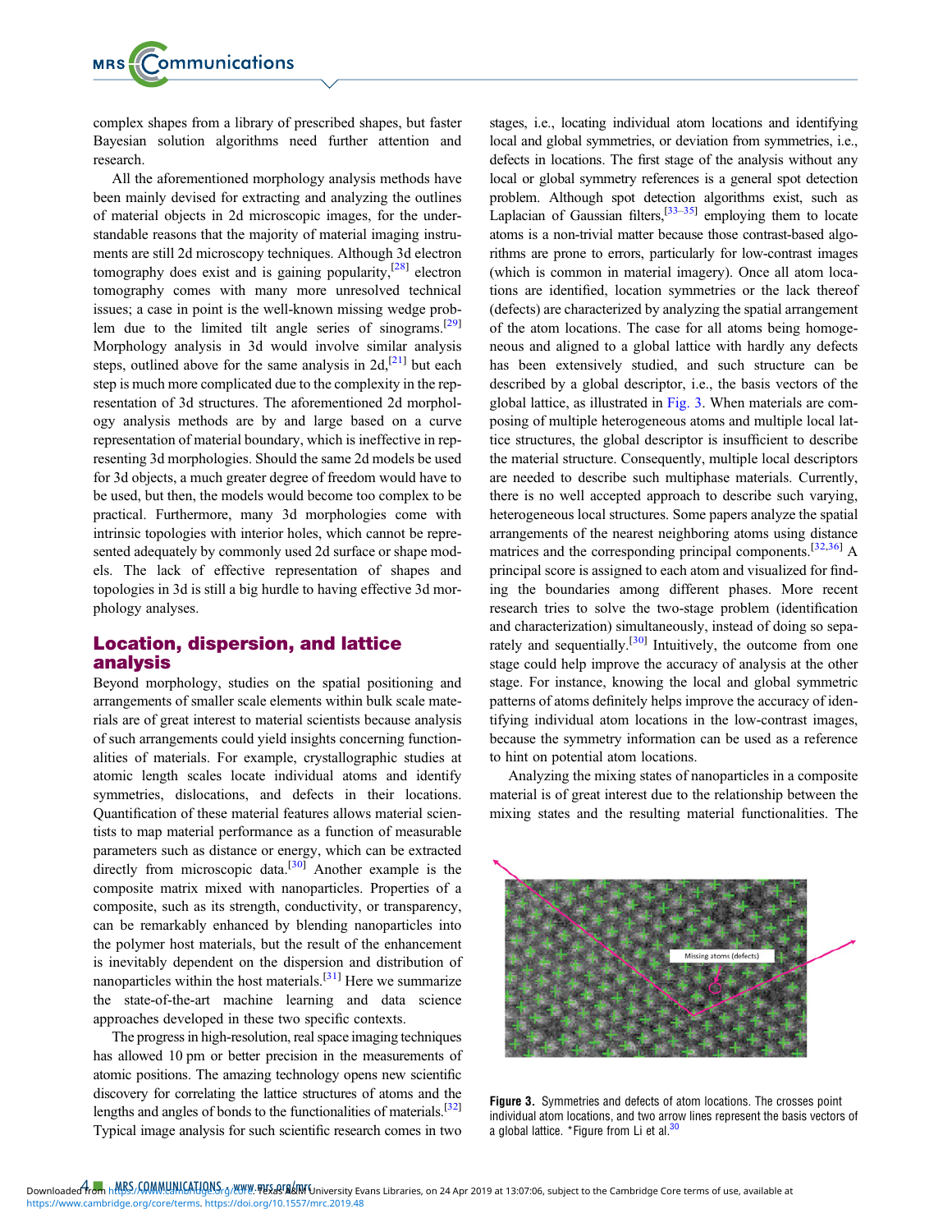complex shapes from a library of prescribed shapes, but faster Bayesian solution algorithms need further attention and research.

All the aforementioned morphology analysis methods have been mainly devised for extracting and analyzing the outlines of material objects in 2d microscopic images, for the understandable reasons that the majority of material imaging instruments are still 2d microscopy techniques. Although 3d electron tomography does exist and is gaining popularity,[28] electron tomography comes with many more unresolved technical issues; a case in point is the well-known missing wedge problem due to the limited tilt angle series of sinograms.[29] Morphology analysis in 3d would involve similar analysis steps, outlined above for the same analysis in 2d,[21] but each step is much more complicated due to the complexity in the representation of 3d structures. The aforementioned 2d morphology analysis methods are by and large based on a curve representation of material boundary, which is ineffective in representing 3d morphologies. Should the same 2d models be used for 3d objects, a much greater degree of freedom would have to be used, but then, the models would become too complex to be practical. Furthermore, many 3d morphologies come with intrinsic topologies with interior holes, which cannot be represented adequately by commonly used 2d surface or shape models. The lack of effective representation of shapes and topologies in 3d is still a big hurdle to having effective 3d morphology analyses.

## Location, dispersion, and lattice analysis

Beyond morphology, studies on the spatial positioning and arrangements of smaller scale elements within bulk scale materials are of great interest to material scientists because analysis of such arrangements could yield insights concerning functionalities of materials. For example, crystallographic studies at atomic length scales locate individual atoms and identify symmetries, dislocations, and defects in their locations. Quantification of these material features allows material scientists to map material performance as a function of measurable parameters such as distance or energy, which can be extracted directly from microscopic data.[30] Another example is the composite matrix mixed with nanoparticles. Properties of a composite, such as its strength, conductivity, or transparency, can be remarkably enhanced by blending nanoparticles into the polymer host materials, but the result of the enhancement is inevitably dependent on the dispersion and distribution of nanoparticles within the host materials.[31] Here we summarize the state-of-the-art machine learning and data science approaches developed in these two specific contexts.

The progress in high-resolution, real space imaging techniques has allowed 10 pm or better precision in the measurements of atomic positions. The amazing technology opens new scientific discovery for correlating the lattice structures of atoms and the lengths and angles of bonds to the functionalities of materials.[32] Typical image analysis for such scientific research comes in two stages, i.e., locating individual atom locations and identifying local and global symmetries, or deviation from symmetries, i.e., defects in locations. The first stage of the analysis without any local or global symmetry references is a general spot detection problem. Although spot detection algorithms exist, such as Laplacian of Gaussian filters,[33–35] employing them to locate atoms is a non-trivial matter because those contrast-based algorithms are prone to errors, particularly for low-contrast images (which is common in material imagery). Once all atom locations are identified, location symmetries or the lack thereof (defects) are characterized by analyzing the spatial arrangement of the atom locations. The case for all atoms being homogeneous and aligned to a global lattice with hardly any defects has been extensively studied, and such structure can be described by a global descriptor, i.e., the basis vectors of the global lattice, as illustrated in Fig. 3. When materials are composing of multiple heterogeneous atoms and multiple local lattice structures, the global descriptor is insufficient to describe the material structure. Consequently, multiple local descriptors are needed to describe such multiphase materials. Currently, there is no well accepted approach to describe such varying, heterogeneous local structures. Some papers analyze the spatial arrangements of the nearest neighboring atoms using distance matrices and the corresponding principal components.[32,36] A principal score is assigned to each atom and visualized for finding the boundaries among different phases. More recent research tries to solve the two-stage problem (identification and characterization) simultaneously, instead of doing so separately and sequentially.[30] Intuitively, the outcome from one stage could help improve the accuracy of analysis at the other stage. For instance, knowing the local and global symmetric patterns of atoms definitely helps improve the accuracy of identifying individual atom locations in the low-contrast images, because the symmetry information can be used as a reference to hint on potential atom locations.

Analyzing the mixing states of nanoparticles in a composite material is of great interest due to the relationship between the mixing states and the resulting material functionalities. The

Missing atoms (defects)

**Figure 3.** Symmetries and defects of atom locations. The crosses point individual atom locations, and two arrow lines represent the basis vectors of a global lattice. *Figure from Li et al.[30]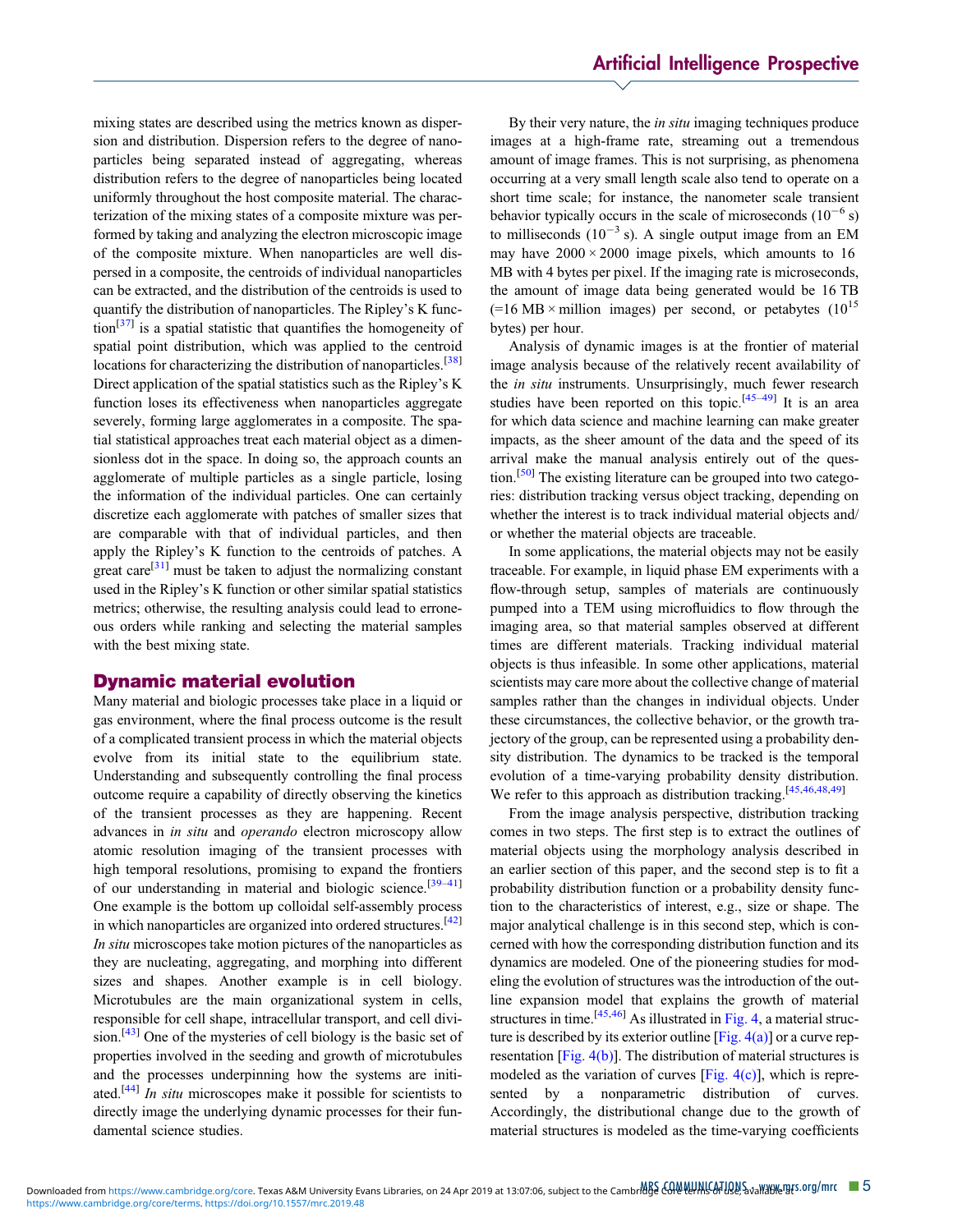mixing states are described using the metrics known as dispersion and distribution. Dispersion refers to the degree of nanoparticles being separated instead of aggregating, whereas distribution refers to the degree of nanoparticles being located uniformly throughout the host composite material. The characterization of the mixing states of a composite mixture was performed by taking and analyzing the electron microscopic image of the composite mixture. When nanoparticles are well dispersed in a composite, the centroids of individual nanoparticles can be extracted, and the distribution of the centroids is used to quantify the distribution of nanoparticles. The Ripley's K function[37] is a spatial statistic that quantifies the homogeneity of spatial point distribution, which was applied to the centroid locations for characterizing the distribution of nanoparticles.[38] Direct application of the spatial statistics such as the Ripley's K function loses its effectiveness when nanoparticles aggregate severely, forming large agglomerates in a composite. The spatial statistical approaches treat each material object as a dimensionless dot in the space. In doing so, the approach counts an agglomerate of multiple particles as a single particle, losing the information of the individual particles. One can certainly discretize each agglomerate with patches of smaller sizes that are comparable with that of individual particles, and then apply the Ripley's K function to the centroids of patches. A great care[31] must be taken to adjust the normalizing constant used in the Ripley's K function or other similar spatial statistics metrics; otherwise, the resulting analysis could lead to erroneous orders while ranking and selecting the material samples with the best mixing state.

## Dynamic material evolution

Many material and biologic processes take place in a liquid or gas environment, where the final process outcome is the result of a complicated transient process in which the material objects evolve from its initial state to the equilibrium state. Understanding and subsequently controlling the final process outcome require a capability of directly observing the kinetics of the transient processes as they are happening. Recent advances in *in situ* and *operando* electron microscopy allow atomic resolution imaging of the transient processes with high temporal resolutions, promising to expand the frontiers of our understanding in material and biologic science.[39–41] One example is the bottom up colloidal self-assembly process in which nanoparticles are organized into ordered structures.[42] *In situ* microscopes take motion pictures of the nanoparticles as they are nucleating, aggregating, and morphing into different sizes and shapes. Another example is in cell biology. Microtubules are the main organizational system in cells, responsible for cell shape, intracellular transport, and cell division.[43] One of the mysteries of cell biology is the basic set of properties involved in the seeding and growth of microtubules and the processes underpinning how the systems are initiated.[44] *In situ* microscopes make it possible for scientists to directly image the underlying dynamic processes for their fundamental science studies.

By their very nature, the *in situ* imaging techniques produce images at a high-frame rate, streaming out a tremendous amount of image frames. This is not surprising, as phenomena occurring at a very small length scale also tend to operate on a short time scale; for instance, the nanometer scale transient behavior typically occurs in the scale of microseconds ($10^{-6}$ s) to milliseconds ($10^{-3}$ s). A single output image from an EM may have $2000 \times 2000$ image pixels, which amounts to 16 MB with 4 bytes per pixel. If the imaging rate is microseconds, the amount of image data being generated would be 16 TB (=16 MB × million images) per second, or petabytes ($10^{15}$ bytes) per hour.

Analysis of dynamic images is at the frontier of material image analysis because of the relatively recent availability of the *in situ* instruments. Unsurprisingly, much fewer research studies have been reported on this topic.[45–49] It is an area for which data science and machine learning can make greater impacts, as the sheer amount of the data and the speed of its arrival make the manual analysis entirely out of the question.[50] The existing literature can be grouped into two categories: distribution tracking versus object tracking, depending on whether the interest is to track individual material objects and/or whether the material objects are traceable.

In some applications, the material objects may not be easily traceable. For example, in liquid phase EM experiments with a flow-through setup, samples of materials are continuously pumped into a TEM using microfluidics to flow through the imaging area, so that material samples observed at different times are different materials. Tracking individual material objects is thus infeasible. In some other applications, material scientists may care more about the collective change of material samples rather than the changes in individual objects. Under these circumstances, the collective behavior, or the growth trajectory of the group, can be represented using a probability density distribution. The dynamics to be tracked is the temporal evolution of a time-varying probability density distribution. We refer to this approach as distribution tracking.[45,46,48,49]

From the image analysis perspective, distribution tracking comes in two steps. The first step is to extract the outlines of material objects using the morphology analysis described in an earlier section of this paper, and the second step is to fit a probability distribution function or a probability density function to the characteristics of interest, e.g., size or shape. The major analytical challenge is in this second step, which is concerned with how the corresponding distribution function and its dynamics are modeled. One of the pioneering studies for modeling the evolution of structures was the introduction of the outline expansion model that explains the growth of material structures in time.[45,46] As illustrated in Fig. 4, a material structure is described by its exterior outline [Fig. 4(a)] or a curve representation [Fig. 4(b)]. The distribution of material structures is modeled as the variation of curves [Fig. 4(c)], which is represented by a nonparametric distribution of curves. Accordingly, the distributional change due to the growth of material structures is modeled as the time-varying coefficients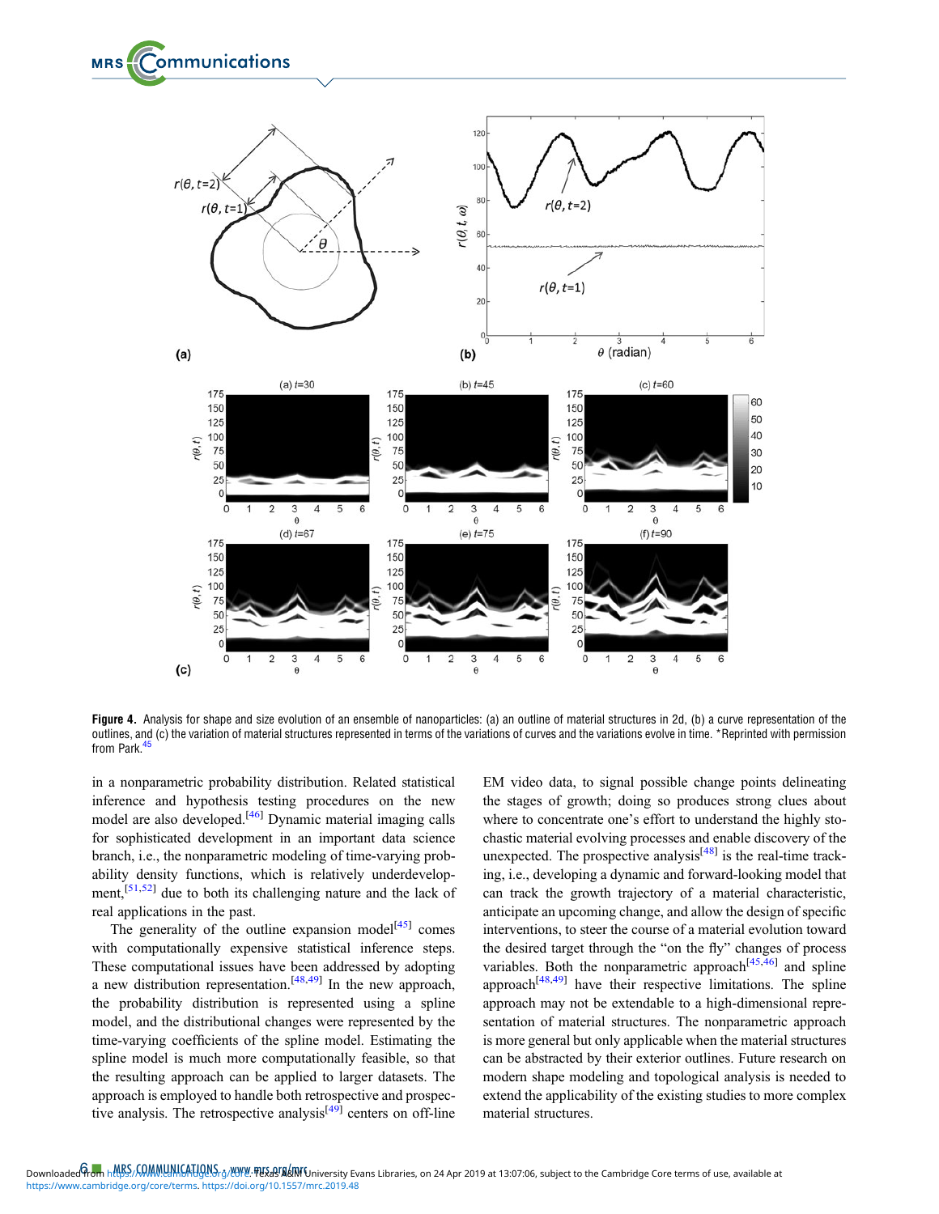**Figure 4.** Analysis for shape and size evolution of an ensemble of nanoparticles: (a) an outline of material structures in 2d, (b) a curve representation of the outlines, and (c) the variation of material structures represented in terms of the variations of curves and the variations evolve in time. *Reprinted with permission from Park.[45]

in a nonparametric probability distribution. Related statistical inference and hypothesis testing procedures on the new model are also developed.[46] Dynamic material imaging calls for sophisticated development in an important data science branch, i.e., the nonparametric modeling of time-varying probability density functions, which is relatively underdevelopment,[51,52] due to both its challenging nature and the lack of real applications in the past.

The generality of the outline expansion model[45] comes with computationally expensive statistical inference steps. These computational issues have been addressed by adopting a new distribution representation.[48,49] In the new approach, the probability distribution is represented using a spline model, and the distributional changes were represented by the time-varying coefficients of the spline model. Estimating the spline model is much more computationally feasible, so that the resulting approach can be applied to larger datasets. The approach is employed to handle both retrospective and prospective analysis. The retrospective analysis[49] centers on off-line EM video data, to signal possible change points delineating the stages of growth; doing so produces strong clues about where to concentrate one's effort to understand the highly stochastic material evolving processes and enable discovery of the unexpected. The prospective analysis[48] is the real-time tracking, i.e., developing a dynamic and forward-looking model that can track the growth trajectory of a material characteristic, anticipate an upcoming change, and allow the design of specific interventions, to steer the course of a material evolution toward the desired target through the "on the fly" changes of process variables. Both the nonparametric approach[45,46] and spline approach[48,49] have their respective limitations. The spline approach may not be extendable to a high-dimensional representation of material structures. The nonparametric approach is more general but only applicable when the material structures can be abstracted by their exterior outlines. Future research on modern shape modeling and topological analysis is needed to extend the applicability of the existing studies to more complex material structures.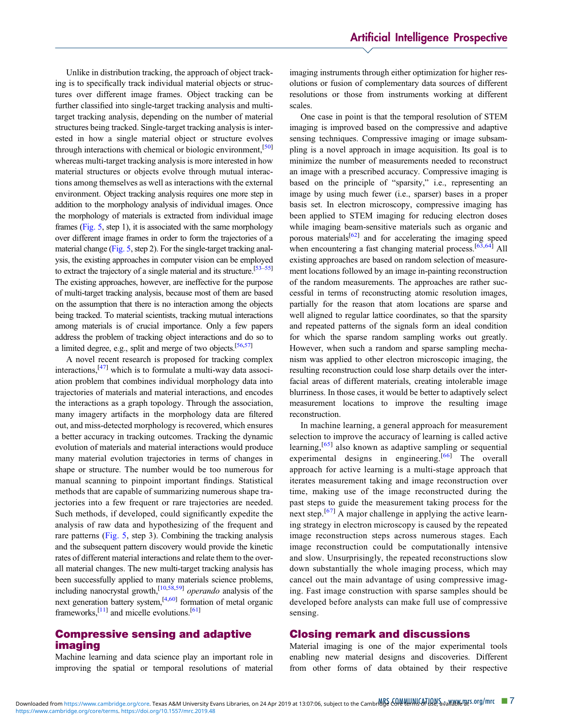Unlike in distribution tracking, the approach of object tracking is to specifically track individual material objects or structures over different image frames. Object tracking can be further classified into single-target tracking analysis and multi-target tracking analysis, depending on the number of material structures being tracked. Single-target tracking analysis is interested in how a single material object or structure evolves through interactions with chemical or biologic environment,[50] whereas multi-target tracking analysis is more interested in how material structures or objects evolve through mutual interactions among themselves as well as interactions with the external environment. Object tracking analysis requires one more step in addition to the morphology analysis of individual images. Once the morphology of materials is extracted from individual image frames (Fig. 5, step 1), it is associated with the same morphology over different image frames in order to form the trajectories of a material change (Fig. 5, step 2). For the single-target tracking analysis, the existing approaches in computer vision can be employed to extract the trajectory of a single material and its structure.[53–55] The existing approaches, however, are ineffective for the purpose of multi-target tracking analysis, because most of them are based on the assumption that there is no interaction among the objects being tracked. To material scientists, tracking mutual interactions among materials is of crucial importance. Only a few papers address the problem of tracking object interactions and do so to a limited degree, e.g., split and merge of two objects.[56,57]

A novel recent research is proposed for tracking complex interactions,[47] which is to formulate a multi-way data association problem that combines individual morphology data into trajectories of materials and material interactions, and encodes the interactions as a graph topology. Through the association, many imagery artifacts in the morphology data are filtered out, and miss-detected morphology is recovered, which ensures a better accuracy in tracking outcomes. Tracking the dynamic evolution of materials and material interactions would produce many material evolution trajectories in terms of changes in shape or structure. The number would be too numerous for manual scanning to pinpoint important findings. Statistical methods that are capable of summarizing numerous shape trajectories into a few frequent or rare trajectories are needed. Such methods, if developed, could significantly expedite the analysis of raw data and hypothesizing of the frequent and rare patterns (Fig. 5, step 3). Combining the tracking analysis and the subsequent pattern discovery would provide the kinetic rates of different material interactions and relate them to the overall material changes. The new multi-target tracking analysis has been successfully applied to many materials science problems, including nanocrystal growth,[10,58,59] *operando* analysis of the next generation battery system,[4,60] formation of metal organic frameworks,[11] and micelle evolutions.[61]

## Compressive sensing and adaptive imaging

Machine learning and data science play an important role in improving the spatial or temporal resolutions of material imaging instruments through either optimization for higher resolutions or fusion of complementary data sources of different resolutions or those from instruments working at different scales.

One case in point is that the temporal resolution of STEM imaging is improved based on the compressive and adaptive sensing techniques. Compressive imaging or image subsampling is a novel approach in image acquisition. Its goal is to minimize the number of measurements needed to reconstruct an image with a prescribed accuracy. Compressive imaging is based on the principle of "sparsity," i.e., representing an image by using much fewer (i.e., sparser) bases in a proper basis set. In electron microscopy, compressive imaging has been applied to STEM imaging for reducing electron doses while imaging beam-sensitive materials such as organic and porous materials[62] and for accelerating the imaging speed when encountering a fast changing material process.[63,64] All existing approaches are based on random selection of measurement locations followed by an image in-painting reconstruction of the random measurements. The approaches are rather successful in terms of reconstructing atomic resolution images, partially for the reason that atom locations are sparse and well aligned to regular lattice coordinates, so that the sparsity and repeated patterns of the signals form an ideal condition for which the sparse random sampling works out greatly. However, when such a random and sparse sampling mechanism was applied to other electron microscopic imaging, the resulting reconstruction could lose sharp details over the interfacial areas of different materials, creating intolerable image blurriness. In those cases, it would be better to adaptively select measurement locations to improve the resulting image reconstruction.

In machine learning, a general approach for measurement selection to improve the accuracy of learning is called active learning,[65] also known as adaptive sampling or sequential experimental designs in engineering.[66] The overall approach for active learning is a multi-stage approach that iterates measurement taking and image reconstruction over time, making use of the image reconstructed during the past steps to guide the measurement taking process for the next step.[67] A major challenge in applying the active learning strategy in electron microscopy is caused by the repeated image reconstruction steps across numerous stages. Each image reconstruction could be computationally intensive and slow. Unsurprisingly, the repeated reconstructions slow down substantially the whole imaging process, which may cancel out the main advantage of using compressive imaging. Fast image construction with sparse samples should be developed before analysts can make full use of compressive sensing.

## Closing remark and discussions

Material imaging is one of the major experimental tools enabling new material designs and discoveries. Different from other forms of data obtained by their respective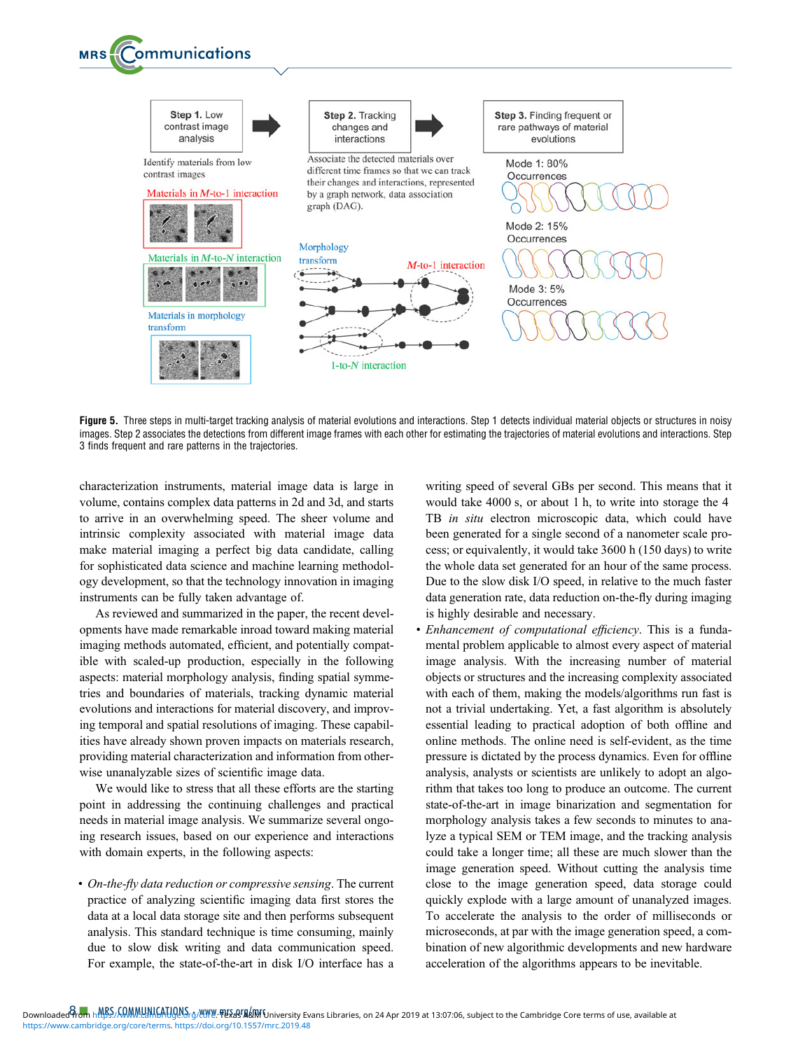Step 1. Low contrast image analysis

Identify materials from low contrast images

Materials in *M*-to-1 interaction

Materials in *M*-to-*N* interaction

Materials in morphology transform

Step 2. Tracking changes and interactions

Associate the detected materials over different time frames so that we can track their changes and interactions, represented by a graph network, data association graph (DAG).

Morphology transform

*M*-to-1 interaction

1-to-*N* interaction

Step 3. Finding frequent or rare pathways of material evolutions

Mode 1: 80% Occurrences

Mode 2: 15% Occurrences

Mode 3: 5% Occurrences

**Figure 5.** Three steps in multi-target tracking analysis of material evolutions and interactions. Step 1 detects individual material objects or structures in noisy images. Step 2 associates the detections from different image frames with each other for estimating the trajectories of material evolutions and interactions. Step 3 finds frequent and rare patterns in the trajectories.

characterization instruments, material image data is large in volume, contains complex data patterns in 2d and 3d, and starts to arrive in an overwhelming speed. The sheer volume and intrinsic complexity associated with material image data make material imaging a perfect big data candidate, calling for sophisticated data science and machine learning methodology development, so that the technology innovation in imaging instruments can be fully taken advantage of.

As reviewed and summarized in the paper, the recent developments have made remarkable inroad toward making material imaging methods automated, efficient, and potentially compatible with scaled-up production, especially in the following aspects: material morphology analysis, finding spatial symmetries and boundaries of materials, tracking dynamic material evolutions and interactions for material discovery, and improving temporal and spatial resolutions of imaging. These capabilities have already shown proven impacts on materials research, providing material characterization and information from otherwise unanalyzable sizes of scientific image data.

We would like to stress that all these efforts are the starting point in addressing the continuing challenges and practical needs in material image analysis. We summarize several ongoing research issues, based on our experience and interactions with domain experts, in the following aspects:

- *On-the-fly data reduction or compressive sensing*. The current practice of analyzing scientific imaging data first stores the data at a local data storage site and then performs subsequent analysis. This standard technique is time consuming, mainly due to slow disk writing and data communication speed. For example, the state-of-the-art in disk I/O interface has a writing speed of several GBs per second. This means that it would take 4000 s, or about 1 h, to write into storage the 4 TB *in situ* electron microscopic data, which could have been generated for a single second of a nanometer scale process; or equivalently, it would take 3600 h (150 days) to write the whole data set generated for an hour of the same process. Due to the slow disk I/O speed, in relative to the much faster data generation rate, data reduction on-the-fly during imaging is highly desirable and necessary.
- *Enhancement of computational efficiency*. This is a fundamental problem applicable to almost every aspect of material image analysis. With the increasing number of material objects or structures and the increasing complexity associated with each of them, making the models/algorithms run fast is not a trivial undertaking. Yet, a fast algorithm is absolutely essential leading to practical adoption of both offline and online methods. The online need is self-evident, as the time pressure is dictated by the process dynamics. Even for offline analysis, analysts or scientists are unlikely to adopt an algorithm that takes too long to produce an outcome. The current state-of-the-art in image binarization and segmentation for morphology analysis takes a few seconds to minutes to analyze a typical SEM or TEM image, and the tracking analysis could take a longer time; all these are much slower than the image generation speed. Without cutting the analysis time close to the image generation speed, data storage could quickly explode with a large amount of unanalyzed images. To accelerate the analysis to the order of milliseconds or microseconds, at par with the image generation speed, a combination of new algorithmic developments and new hardware acceleration of the algorithms appears to be inevitable.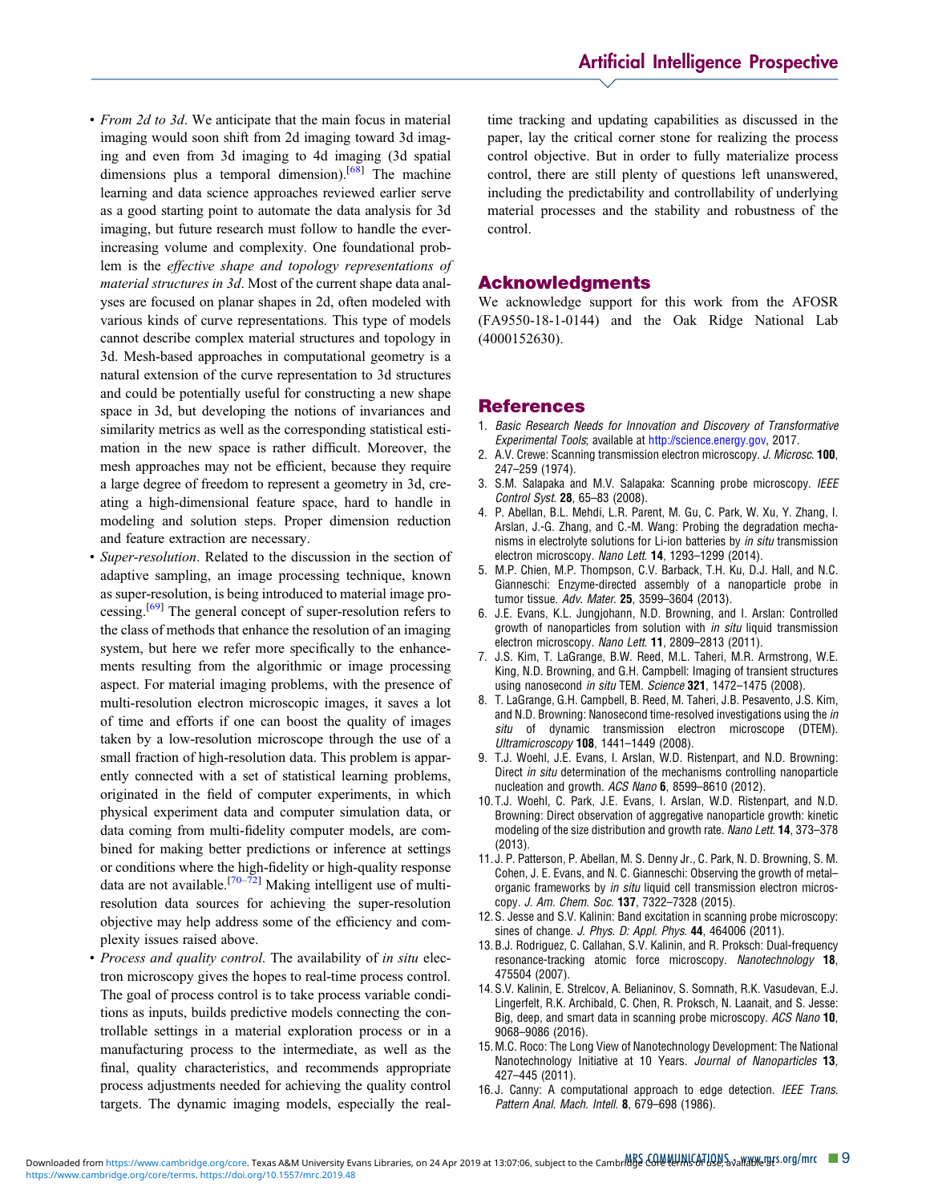- *From 2d to 3d*. We anticipate that the main focus in material imaging would soon shift from 2d imaging toward 3d imaging and even from 3d imaging to 4d imaging (3d spatial dimensions plus a temporal dimension).[68] The machine learning and data science approaches reviewed earlier serve as a good starting point to automate the data analysis for 3d imaging, but future research must follow to handle the ever-increasing volume and complexity. One foundational problem is the *effective shape and topology representations of material structures in 3d*. Most of the current shape data analyses are focused on planar shapes in 2d, often modeled with various kinds of curve representations. This type of models cannot describe complex material structures and topology in 3d. Mesh-based approaches in computational geometry is a natural extension of the curve representation to 3d structures and could be potentially useful for constructing a new shape space in 3d, but developing the notions of invariances and similarity metrics as well as the corresponding statistical estimation in the new space is rather difficult. Moreover, the mesh approaches may not be efficient, because they require a large degree of freedom to represent a geometry in 3d, creating a high-dimensional feature space, hard to handle in modeling and solution steps. Proper dimension reduction and feature extraction are necessary.
- *Super-resolution*. Related to the discussion in the section of adaptive sampling, an image processing technique, known as super-resolution, is being introduced to material image processing.[69] The general concept of super-resolution refers to the class of methods that enhance the resolution of an imaging system, but here we refer more specifically to the enhancements resulting from the algorithmic or image processing aspect. For material imaging problems, with the presence of multi-resolution electron microscopic images, it saves a lot of time and efforts if one can boost the quality of images taken by a low-resolution microscope through the use of a small fraction of high-resolution data. This problem is apparently connected with a set of statistical learning problems, originated in the field of computer experiments, in which physical experiment data and computer simulation data, or data coming from multi-fidelity computer models, are combined for making better predictions or inference at settings or conditions where the high-fidelity or high-quality response data are not available.[70–72] Making intelligent use of multi-resolution data sources for achieving the super-resolution objective may help address some of the efficiency and complexity issues raised above.
- *Process and quality control*. The availability of *in situ* electron microscopy gives the hopes to real-time process control. The goal of process control is to take process variable conditions as inputs, builds predictive models connecting the controllable settings in a material exploration process or in a manufacturing process to the intermediate, as well as the final, quality characteristics, and recommends appropriate process adjustments needed for achieving the quality control targets. The dynamic imaging models, especially the real-time tracking and updating capabilities as discussed in the paper, lay the critical corner stone for realizing the process control objective. But in order to fully materialize process control, there are still plenty of questions left unanswered, including the predictability and controllability of underlying material processes and the stability and robustness of the control.

## Acknowledgments

We acknowledge support for this work from the AFOSR (FA9550-18-1-0144) and the Oak Ridge National Lab (4000152630).

## References

1. *Basic Research Needs for Innovation and Discovery of Transformative Experimental Tools*; available at http://science.energy.gov, 2017.
2. A.V. Crewe: Scanning transmission electron microscopy. *J. Microsc.* **100**, 247–259 (1974).
3. S.M. Salapaka and M.V. Salapaka: Scanning probe microscopy. *IEEE Control Syst.* **28**, 65–83 (2008).
4. P. Abellan, B.L. Mehdi, L.R. Parent, M. Gu, C. Park, W. Xu, Y. Zhang, I. Arslan, J.-G. Zhang, and C.-M. Wang: Probing the degradation mechanisms in electrolyte solutions for Li-ion batteries by *in situ* transmission electron microscopy. *Nano Lett.* **14**, 1293–1299 (2014).
5. M.P. Chien, M.P. Thompson, C.V. Barback, T.H. Ku, D.J. Hall, and N.C. Gianneschi: Enzyme-directed assembly of a nanoparticle probe in tumor tissue. *Adv. Mater.* **25**, 3599–3604 (2013).
6. J.E. Evans, K.L. Jungjohann, N.D. Browning, and I. Arslan: Controlled growth of nanoparticles from solution with *in situ* liquid transmission electron microscopy. *Nano Lett.* **11**, 2809–2813 (2011).
7. J.S. Kim, T. LaGrange, B.W. Reed, M.L. Taheri, M.R. Armstrong, W.E. King, N.D. Browning, and G.H. Campbell: Imaging of transient structures using nanosecond *in situ* TEM. *Science* **321**, 1472–1475 (2008).
8. T. LaGrange, G.H. Campbell, B. Reed, M. Taheri, J.B. Pesavento, J.S. Kim, and N.D. Browning: Nanosecond time-resolved investigations using the *in situ* of dynamic transmission electron microscope (DTEM). *Ultramicroscopy* **108**, 1441–1449 (2008).
9. T.J. Woehl, J.E. Evans, I. Arslan, W.D. Ristenpart, and N.D. Browning: Direct *in situ* determination of the mechanisms controlling nanoparticle nucleation and growth. *ACS Nano* **6**, 8599–8610 (2012).
10. T.J. Woehl, C. Park, J.E. Evans, I. Arslan, W.D. Ristenpart, and N.D. Browning: Direct observation of aggregative nanoparticle growth: kinetic modeling of the size distribution and growth rate. *Nano Lett.* **14**, 373–378 (2013).
11. J. P. Patterson, P. Abellan, M. S. Denny Jr., C. Park, N. D. Browning, S. M. Cohen, J. E. Evans, and N. C. Gianneschi: Observing the growth of metal–organic frameworks by *in situ* liquid cell transmission electron microscopy. *J. Am. Chem. Soc.* **137**, 7322–7328 (2015).
12. S. Jesse and S.V. Kalinin: Band excitation in scanning probe microscopy: sines of change. *J. Phys. D: Appl. Phys.* **44**, 464006 (2011).
13. B.J. Rodriguez, C. Callahan, S.V. Kalinin, and R. Proksch: Dual-frequency resonance-tracking atomic force microscopy. *Nanotechnology* **18**, 475504 (2007).
14. S.V. Kalinin, E. Strelcov, A. Belianinov, S. Somnath, R.K. Vasudevan, E.J. Lingerfelt, R.K. Archibald, C. Chen, R. Proksch, N. Laanait, and S. Jesse: Big, deep, and smart data in scanning probe microscopy. *ACS Nano* **10**, 9068–9086 (2016).
15. M.C. Roco: The Long View of Nanotechnology Development: The National Nanotechnology Initiative at 10 Years. *Journal of Nanoparticles* **13**, 427–445 (2011).
16. J. Canny: A computational approach to edge detection. *IEEE Trans. Pattern Anal. Mach. Intell.* **8**, 679–698 (1986).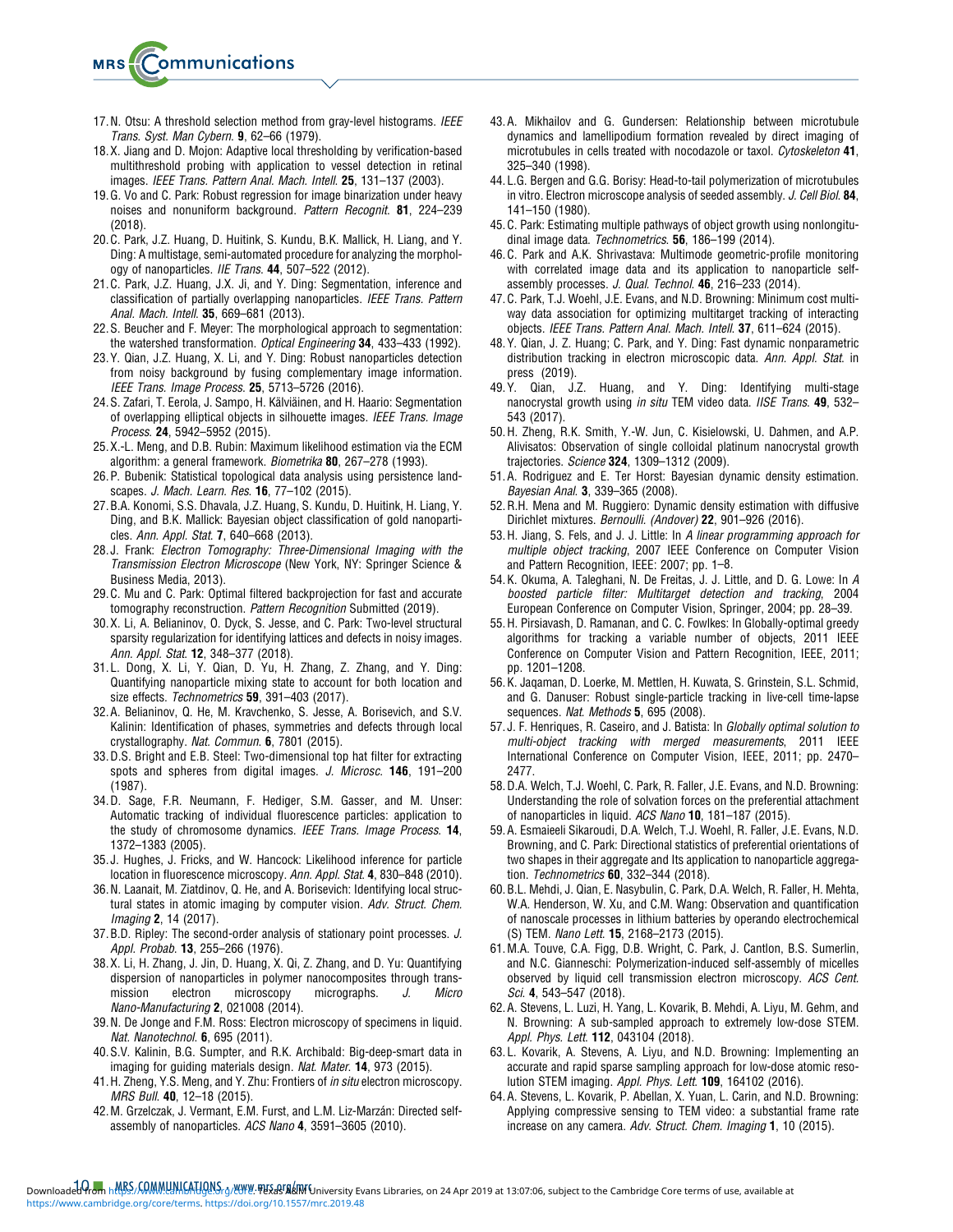17. N. Otsu: A threshold selection method from gray-level histograms. *IEEE Trans. Syst. Man Cybern.* **9**, 62–66 (1979).
18. X. Jiang and D. Mojon: Adaptive local thresholding by verification-based multithreshold probing with application to vessel detection in retinal images. *IEEE Trans. Pattern Anal. Mach. Intell.* **25**, 131–137 (2003).
19. G. Vo and C. Park: Robust regression for image binarization under heavy noises and nonuniform background. *Pattern Recognit.* **81**, 224–239 (2018).
20. C. Park, J.Z. Huang, D. Huitink, S. Kundu, B.K. Mallick, H. Liang, and Y. Ding: A multistage, semi-automated procedure for analyzing the morphology of nanoparticles. *IIE Trans.* **44**, 507–522 (2012).
21. C. Park, J.Z. Huang, J.X. Ji, and Y. Ding: Segmentation, inference and classification of partially overlapping nanoparticles. *IEEE Trans. Pattern Anal. Mach. Intell.* **35**, 669–681 (2013).
22. S. Beucher and F. Meyer: The morphological approach to segmentation: the watershed transformation. *Optical Engineering* **34**, 433–433 (1992).
23. Y. Qian, J.Z. Huang, X. Li, and Y. Ding: Robust nanoparticles detection from noisy background by fusing complementary image information. *IEEE Trans. Image Process.* **25**, 5713–5726 (2016).
24. S. Zafari, T. Eerola, J. Sampo, H. Kälviäinen, and H. Haario: Segmentation of overlapping elliptical objects in silhouette images. *IEEE Trans. Image Process.* **24**, 5942–5952 (2015).
25. X.-L. Meng, and D.B. Rubin: Maximum likelihood estimation via the ECM algorithm: a general framework. *Biometrika* **80**, 267–278 (1993).
26. P. Bubenik: Statistical topological data analysis using persistence landscapes. *J. Mach. Learn. Res.* **16**, 77–102 (2015).
27. B.A. Konomi, S.S. Dhavala, J.Z. Huang, S. Kundu, D. Huitink, H. Liang, Y. Ding, and B.K. Mallick: Bayesian object classification of gold nanoparticles. *Ann. Appl. Stat.* **7**, 640–668 (2013).
28. J. Frank: *Electron Tomography: Three-Dimensional Imaging with the Transmission Electron Microscope* (New York, NY: Springer Science & Business Media, 2013).
29. C. Mu and C. Park: Optimal filtered backprojection for fast and accurate tomography reconstruction. *Pattern Recognition* Submitted (2019).
30. X. Li, A. Belianinov, O. Dyck, S. Jesse, and C. Park: Two-level structural sparsity regularization for identifying lattices and defects in noisy images. *Ann. Appl. Stat.* **12**, 348–377 (2018).
31. L. Dong, X. Li, Y. Qian, D. Yu, H. Zhang, Z. Zhang, and Y. Ding: Quantifying nanoparticle mixing state to account for both location and size effects. *Technometrics* **59**, 391–403 (2017).
32. A. Belianinov, Q. He, M. Kravchenko, S. Jesse, A. Borisevich, and S.V. Kalinin: Identification of phases, symmetries and defects through local crystallography. *Nat. Commun.* **6**, 7801 (2015).
33. D.S. Bright and E.B. Steel: Two-dimensional top hat filter for extracting spots and spheres from digital images. *J. Microsc.* **146**, 191–200 (1987).
34. D. Sage, F.R. Neumann, F. Hediger, S.M. Gasser, and M. Unser: Automatic tracking of individual fluorescence particles: application to the study of chromosome dynamics. *IEEE Trans. Image Process.* **14**, 1372–1383 (2005).
35. J. Hughes, J. Fricks, and W. Hancock: Likelihood inference for particle location in fluorescence microscopy. *Ann. Appl. Stat.* **4**, 830–848 (2010).
36. N. Laanait, M. Ziatdinov, Q. He, and A. Borisevich: Identifying local structural states in atomic imaging by computer vision. *Adv. Struct. Chem. Imaging* **2**, 14 (2017).
37. B.D. Ripley: The second-order analysis of stationary point processes. *J. Appl. Probab.* **13**, 255–266 (1976).
38. X. Li, H. Zhang, J. Jin, D. Huang, X. Qi, Z. Zhang, and D. Yu: Quantifying dispersion of nanoparticles in polymer nanocomposites through transmission electron microscopy micrographs. *J. Micro Nano-Manufacturing* **2**, 021008 (2014).
39. N. De Jonge and F.M. Ross: Electron microscopy of specimens in liquid. *Nat. Nanotechnol.* **6**, 695 (2011).
40. S.V. Kalinin, B.G. Sumpter, and R.K. Archibald: Big-deep-smart data in imaging for guiding materials design. *Nat. Mater.* **14**, 973 (2015).
41. H. Zheng, Y.S. Meng, and Y. Zhu: Frontiers of *in situ* electron microscopy. *MRS Bull.* **40**, 12–18 (2015).
42. M. Grzelczak, J. Vermant, E.M. Furst, and L.M. Liz-Marzán: Directed self-assembly of nanoparticles. *ACS Nano* **4**, 3591–3605 (2010).
43. A. Mikhailov and G. Gundersen: Relationship between microtubule dynamics and lamellipodium formation revealed by direct imaging of microtubules in cells treated with nocodazole or taxol. *Cytoskeleton* **41**, 325–340 (1998).
44. L.G. Bergen and G.G. Borisy: Head-to-tail polymerization of microtubules in vitro. Electron microscope analysis of seeded assembly. *J. Cell Biol.* **84**, 141–150 (1980).
45. C. Park: Estimating multiple pathways of object growth using nonlongitudinal image data. *Technometrics.* **56**, 186–199 (2014).
46. C. Park and A.K. Shrivastava: Multimode geometric-profile monitoring with correlated image data and its application to nanoparticle self-assembly processes. *J. Qual. Technol.* **46**, 216–233 (2014).
47. C. Park, T.J. Woehl, J.E. Evans, and N.D. Browning: Minimum cost multi-way data association for optimizing multitarget tracking of interacting objects. *IEEE Trans. Pattern Anal. Mach. Intell.* **37**, 611–624 (2015).
48. Y. Qian, J. Z. Huang; C. Park, and Y. Ding: Fast dynamic nonparametric distribution tracking in electron microscopic data. *Ann. Appl. Stat.* in press (2019).
49. Y. Qian, J.Z. Huang, and Y. Ding: Identifying multi-stage nanocrystal growth using *in situ* TEM video data. *IISE Trans.* **49**, 532–543 (2017).
50. H. Zheng, R.K. Smith, Y.-W. Jun, C. Kisielowski, U. Dahmen, and A.P. Alivisatos: Observation of single colloidal platinum nanocrystal growth trajectories. *Science* **324**, 1309–1312 (2009).
51. A. Rodriguez and E. Ter Horst: Bayesian dynamic density estimation. *Bayesian Anal.* **3**, 339–365 (2008).
52. R.H. Mena and M. Ruggiero: Dynamic density estimation with diffusive Dirichlet mixtures. *Bernoulli. (Andover)* **22**, 901–926 (2016).
53. H. Jiang, S. Fels, and J. J. Little: In *A linear programming approach for multiple object tracking*, 2007 IEEE Conference on Computer Vision and Pattern Recognition, IEEE: 2007; pp. 1–8.
54. K. Okuma, A. Taleghani, N. De Freitas, J. J. Little, and D. G. Lowe: In *A boosted particle filter: Multitarget detection and tracking*, 2004 European Conference on Computer Vision, Springer, 2004; pp. 28–39.
55. H. Pirsiavash, D. Ramanan, and C. C. Fowlkes: In Globally-optimal greedy algorithms for tracking a variable number of objects, 2011 IEEE Conference on Computer Vision and Pattern Recognition, IEEE, 2011; pp. 1201–1208.
56. K. Jaqaman, D. Loerke, M. Mettlen, H. Kuwata, S. Grinstein, S.L. Schmid, and G. Danuser: Robust single-particle tracking in live-cell time-lapse sequences. *Nat. Methods* **5**, 695 (2008).
57. J. F. Henriques, R. Caseiro, and J. Batista: In *Globally optimal solution to multi-object tracking with merged measurements*, 2011 IEEE International Conference on Computer Vision, IEEE, 2011; pp. 2470–2477.
58. D.A. Welch, T.J. Woehl, C. Park, R. Faller, J.E. Evans, and N.D. Browning: Understanding the role of solvation forces on the preferential attachment of nanoparticles in liquid. *ACS Nano* **10**, 181–187 (2015).
59. A. Esmaieeli Sikaroudi, D.A. Welch, T.J. Woehl, R. Faller, J.E. Evans, N.D. Browning, and C. Park: Directional statistics of preferential orientations of two shapes in their aggregate and Its application to nanoparticle aggregation. *Technometrics* **60**, 332–344 (2018).
60. B.L. Mehdi, J. Qian, E. Nasybulin, C. Park, D.A. Welch, R. Faller, H. Mehta, W.A. Henderson, W. Xu, and C.M. Wang: Observation and quantification of nanoscale processes in lithium batteries by operando electrochemical (S) TEM. *Nano Lett.* **15**, 2168–2173 (2015).
61. M.A. Touve, C.A. Figg, D.B. Wright, C. Park, J. Cantlon, B.S. Sumerlin, and N.C. Gianneschi: Polymerization-induced self-assembly of micelles observed by liquid cell transmission electron microscopy. *ACS Cent. Sci.* **4**, 543–547 (2018).
62. A. Stevens, L. Luzi, H. Yang, L. Kovarik, B. Mehdi, A. Liyu, M. Gehm, and N. Browning: A sub-sampled approach to extremely low-dose STEM. *Appl. Phys. Lett.* **112**, 043104 (2018).
63. L. Kovarik, A. Stevens, A. Liyu, and N.D. Browning: Implementing an accurate and rapid sparse sampling approach for low-dose atomic resolution STEM imaging. *Appl. Phys. Lett.* **109**, 164102 (2016).
64. A. Stevens, L. Kovarik, P. Abellan, X. Yuan, L. Carin, and N.D. Browning: Applying compressive sensing to TEM video: a substantial frame rate increase on any camera. *Adv. Struct. Chem. Imaging* **1**, 10 (2015).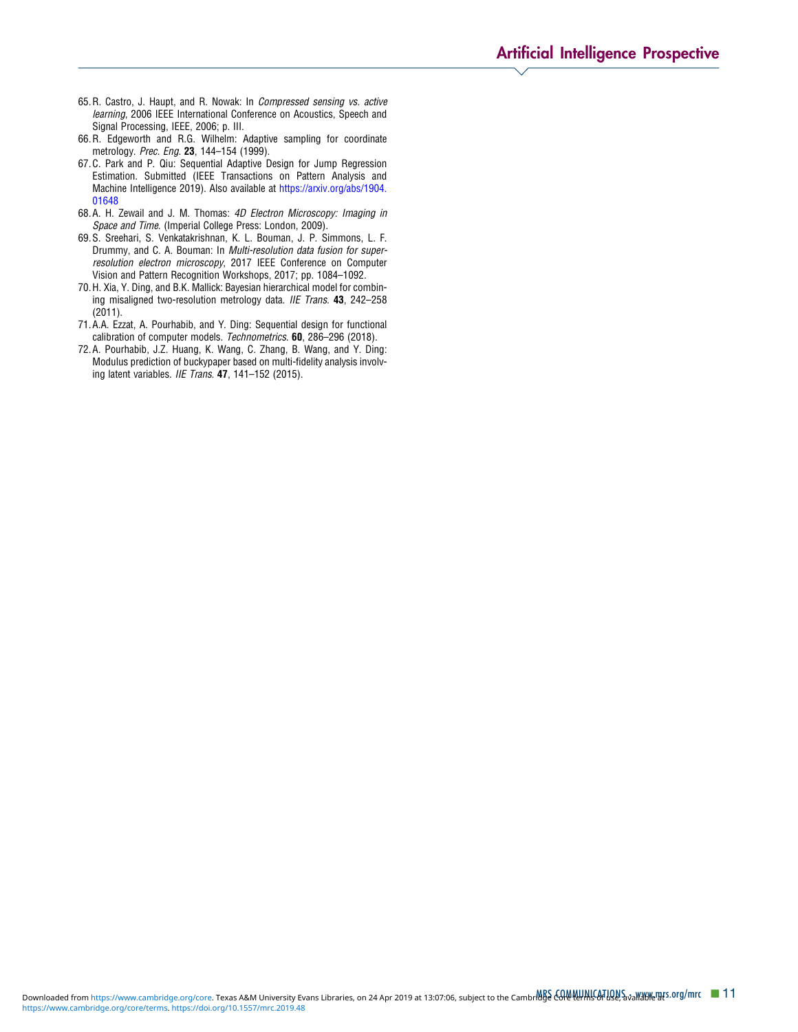65. R. Castro, J. Haupt, and R. Nowak: In *Compressed sensing vs. active learning*, 2006 IEEE International Conference on Acoustics, Speech and Signal Processing, IEEE, 2006; p. III.
66. R. Edgeworth and R.G. Wilhelm: Adaptive sampling for coordinate metrology. *Prec. Eng.* **23**, 144–154 (1999).
67. C. Park and P. Qiu: Sequential Adaptive Design for Jump Regression Estimation. Submitted (IEEE Transactions on Pattern Analysis and Machine Intelligence 2019). Also available at https://arxiv.org/abs/1904.01648
68. A. H. Zewail and J. M. Thomas: *4D Electron Microscopy: Imaging in Space and Time*. (Imperial College Press: London, 2009).
69. S. Sreehari, S. Venkatakrishnan, K. L. Bouman, J. P. Simmons, L. F. Drummy, and C. A. Bouman: In *Multi-resolution data fusion for super-resolution electron microscopy*, 2017 IEEE Conference on Computer Vision and Pattern Recognition Workshops, 2017; pp. 1084–1092.
70. H. Xia, Y. Ding, and B.K. Mallick: Bayesian hierarchical model for combining misaligned two-resolution metrology data. *IIE Trans.* **43**, 242–258 (2011).
71. A.A. Ezzat, A. Pourhabib, and Y. Ding: Sequential design for functional calibration of computer models. *Technometrics*. **60**, 286–296 (2018).
72. A. Pourhabib, J.Z. Huang, K. Wang, C. Zhang, B. Wang, and Y. Ding: Modulus prediction of buckypaper based on multi-fidelity analysis involving latent variables. *IIE Trans.* **47**, 141–152 (2015).